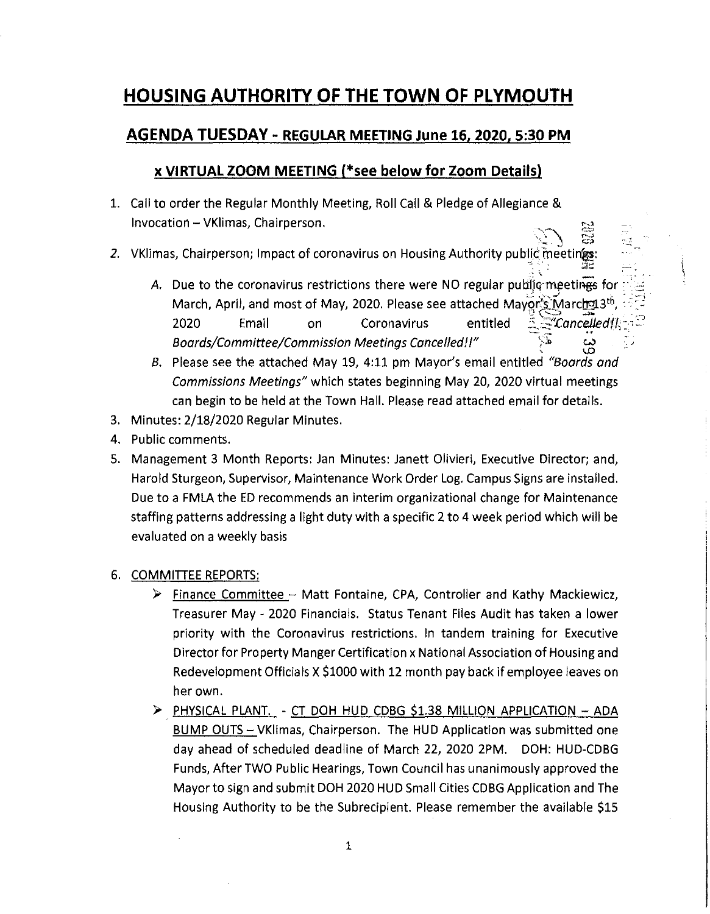# HOUSING AUTHORITY OF THE TOWN OF PLYMOUTH

## AGENDA TUESDAY - REGULAR MEETING June 16, 2020, 5:30 PM

### x VIRTUAL ZOOM MEETING (*see below for Zoom Details)

1. Call to order the Regular Monthly Meeting, Roll Call & Pledge of Allegiance & Invocation – VKlimas, Chairperson.
2. VKlimas, Chairperson; Impact of coronavirus on Housing Authority public meetings:
   A. Due to the coronavirus restrictions there were NO regular public meetings for March, April, and most of May, 2020. Please see attached Mayor's March 13th, 2020 Email on Coronavirus entitled *"Cancelled!! Boards/Committee/Commission Meetings Cancelled!!"*
   B. Please see the attached May 19, 4:11 pm Mayor's email entitled *"Boards and Commissions Meetings"* which states beginning May 20, 2020 virtual meetings can begin to be held at the Town Hall. Please read attached email for details.
3. Minutes: 2/18/2020 Regular Minutes.
4. Public comments.
5. Management 3 Month Reports: Jan Minutes: Janett Olivieri, Executive Director; and, Harold Sturgeon, Supervisor, Maintenance Work Order Log. Campus Signs are installed. Due to a FMLA the ED recommends an interim organizational change for Maintenance staffing patterns addressing a light duty with a specific 2 to 4 week period which will be evaluated on a weekly basis

6. <u>COMMITTEE REPORTS:</u>
   - <u>Finance Committee</u> – Matt Fontaine, CPA, Controller and Kathy Mackiewicz, Treasurer May - 2020 Financials. Status Tenant Files Audit has taken a lower priority with the Coronavirus restrictions. In tandem training for Executive Director for Property Manger Certification x National Association of Housing and Redevelopment Officials X $1000 with 12 month pay back if employee leaves on her own.
   - <u>PHYSICAL PLANT.</u> - <u>CT DOH HUD CDBG $1.38 MILLION APPLICATION – ADA BUMP OUTS</u> – VKlimas, Chairperson. The HUD Application was submitted one day ahead of scheduled deadline of March 22, 2020 2PM. DOH: HUD-CDBG Funds, After TWO Public Hearings, Town Council has unanimously approved the Mayor to sign and submit DOH 2020 HUD Small Cities CDBG Application and The Housing Authority to be the Subrecipient. Please remember the available $15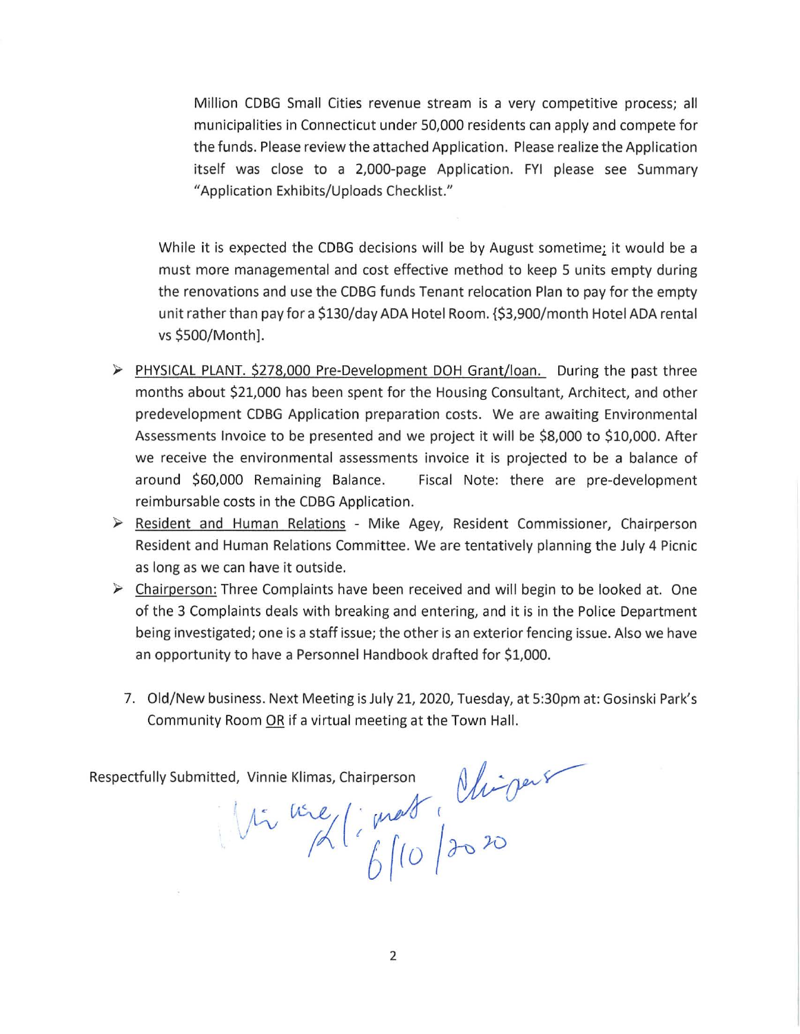Million CDBG Small Cities revenue stream is a very competitive process; all municipalities in Connecticut under 50,000 residents can apply and compete for the funds. Please review the attached Application. Please realize the Application itself was close to a 2,000-page Application. FYI please see Summary "Application Exhibits/Uploads Checklist."

While it is expected the CDBG decisions will be by August sometime; it would be a must more managemental and cost effective method to keep 5 units empty during the renovations and use the CDBG funds Tenant relocation Plan to pay for the empty unit rather than pay for a $130/day ADA Hotel Room. {$3,900/month Hotel ADA rental vs $500/Month].

- <u>PHYSICAL PLANT. $278,000 Pre-Development DOH Grant/loan.</u> During the past three months about $21,000 has been spent for the Housing Consultant, Architect, and other predevelopment CDBG Application preparation costs. We are awaiting Environmental Assessments Invoice to be presented and we project it will be $8,000 to $10,000. After we receive the environmental assessments invoice it is projected to be a balance of around $60,000 Remaining Balance. Fiscal Note: there are pre-development reimbursable costs in the CDBG Application.
- <u>Resident and Human Relations</u> - Mike Agey, Resident Commissioner, Chairperson Resident and Human Relations Committee. We are tentatively planning the July 4 Picnic as long as we can have it outside.
- <u>Chairperson:</u> Three Complaints have been received and will begin to be looked at. One of the 3 Complaints deals with breaking and entering, and it is in the Police Department being investigated; one is a staff issue; the other is an exterior fencing issue. Also we have an opportunity to have a Personnel Handbook drafted for $1,000.

7. Old/New business. Next Meeting is July 21, 2020, Tuesday, at 5:30pm at: Gosinski Park's Community Room <u>OR</u> if a virtual meeting at the Town Hall.

Respectfully Submitted, Vinnie Klimas, Chairperson

Vinnie Klimas, Chairperson 6/10/2020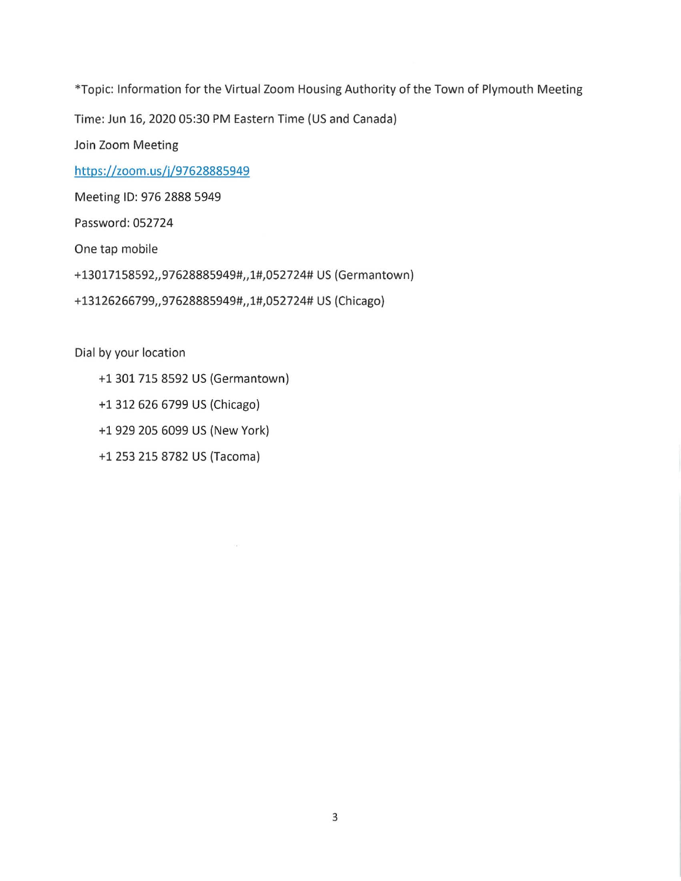*Topic: Information for the Virtual Zoom Housing Authority of the Town of Plymouth Meeting

Time: Jun 16, 2020 05:30 PM Eastern Time (US and Canada)

Join Zoom Meeting

https://zoom.us/j/97628885949

Meeting ID: 976 2888 5949

Password: 052724

One tap mobile

+13017158592,,97628885949#,,1#,052724# US (Germantown)

+13126266799,,97628885949#,,1#,052724# US (Chicago)

Dial by your location

- +1 301 715 8592 US (Germantown)
- +1 312 626 6799 US (Chicago)
- +1 929 205 6099 US (New York)
- +1 253 215 8782 US (Tacoma)